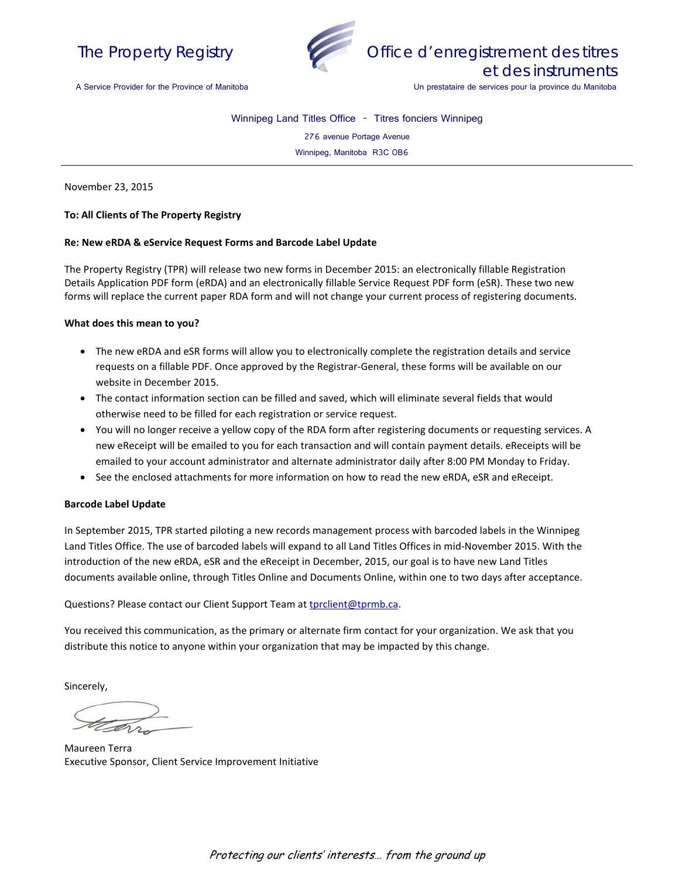The Property Registry

A Service Provider for the Province of Manitoba

Office d'enregistrement des titres et des instruments

Un prestataire de services pour la province du Manitoba

Winnipeg Land Titles Office - Titres fonciers Winnipeg

276 avenue Portage Avenue

Winnipeg, Manitoba R3C 0B6

---

November 23, 2015

**To: All Clients of The Property Registry**

**Re: New eRDA & eService Request Forms and Barcode Label Update**

The Property Registry (TPR) will release two new forms in December 2015: an electronically fillable Registration Details Application PDF form (eRDA) and an electronically fillable Service Request PDF form (eSR). These two new forms will replace the current paper RDA form and will not change your current process of registering documents.

**What does this mean to you?**

- The new eRDA and eSR forms will allow you to electronically complete the registration details and service requests on a fillable PDF. Once approved by the Registrar-General, these forms will be available on our website in December 2015.
- The contact information section can be filled and saved, which will eliminate several fields that would otherwise need to be filled for each registration or service request.
- You will no longer receive a yellow copy of the RDA form after registering documents or requesting services. A new eReceipt will be emailed to you for each transaction and will contain payment details. eReceipts will be emailed to your account administrator and alternate administrator daily after 8:00 PM Monday to Friday.
- See the enclosed attachments for more information on how to read the new eRDA, eSR and eReceipt.

**Barcode Label Update**

In September 2015, TPR started piloting a new records management process with barcoded labels in the Winnipeg Land Titles Office. The use of barcoded labels will expand to all Land Titles Offices in mid-November 2015. With the introduction of the new eRDA, eSR and the eReceipt in December, 2015, our goal is to have new Land Titles documents available online, through Titles Online and Documents Online, within one to two days after acceptance.

Questions? Please contact our Client Support Team at tprclient@tprmb.ca.

You received this communication, as the primary or alternate firm contact for your organization. We ask that you distribute this notice to anyone within your organization that may be impacted by this change.

Sincerely,

Maureen Terra
Executive Sponsor, Client Service Improvement Initiative

*Protecting our clients' interests... from the ground up*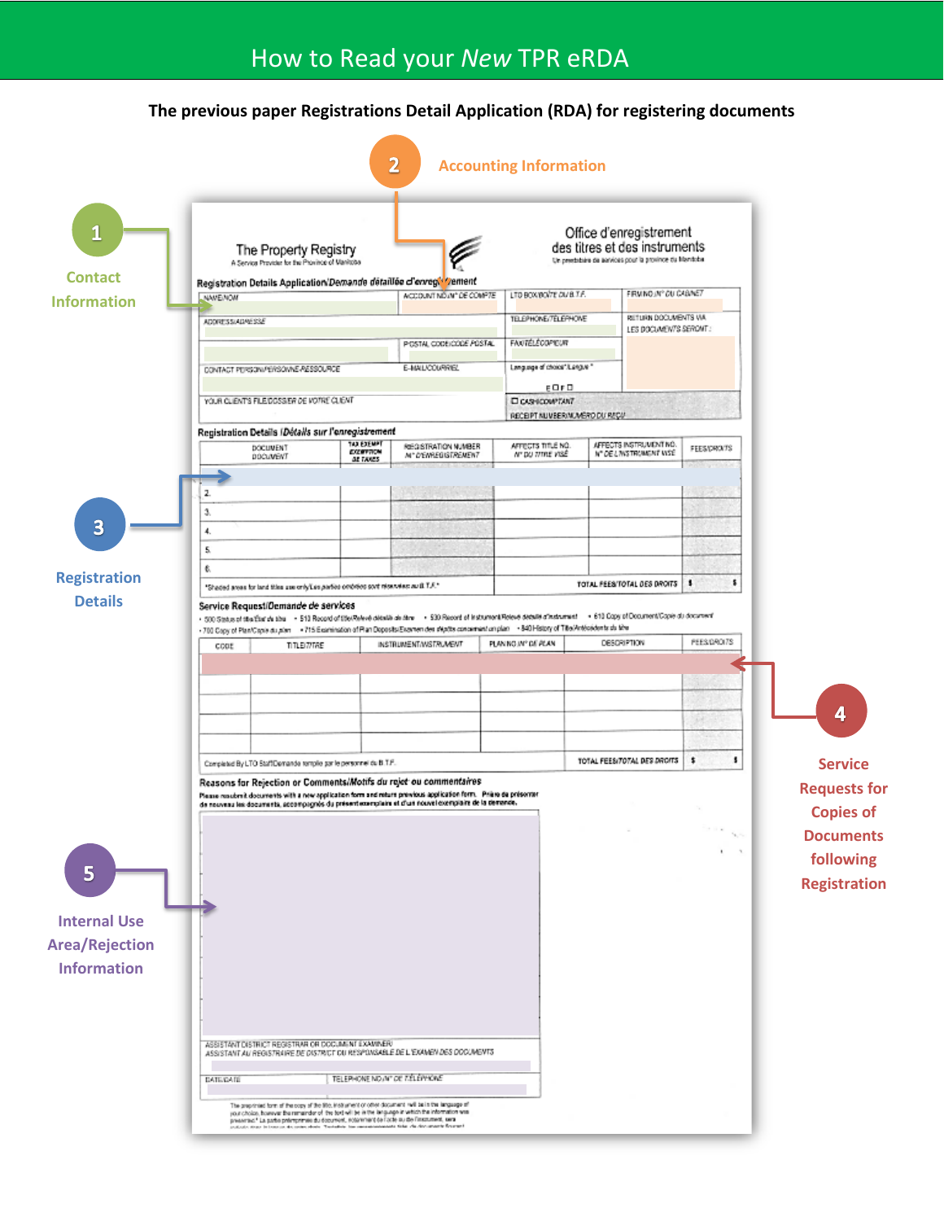# How to Read your *New* TPR eRDA

**The previous paper Registrations Detail Application (RDA) for registering documents**

2 Accounting Information

1 Contact Information

3 Registration Details

4 Service Requests for Copies of Documents following Registration

5 Internal Use Area/Rejection Information

The Property Registry
A Service Provider for the Province of Manitoba

Office d'enregistrement des titres et des instruments
Un prestataire de services pour la province du Manitoba

Registration Details Application/Demande détaillée d'enregistrement

| NAME/NOM | ACCOUNT NO./N° DE COMPTE | LTO BOX/BOÎTE DU B.T.F. | FIRM NO./N° DU CABINET |
|---|---|---|---|
| ADDRESS/ADRESSE | | TELEPHONE/TÉLÉPHONE | RETURN DOCUMENTS VIA LES DOCUMENTS SERONT : |
| | POSTAL CODE/CODE POSTAL | FAX/TÉLÉCOPIEUR | |
| CONTACT PERSON/PERSONNE-RESSOURCE | E-MAIL/COURRIEL | Language of choice\*/Langue\* E ☐ F ☐ | |
| YOUR CLIENT'S FILE/DOSSIER DE VOTRE CLIENT | | ☐ CASH/COMPTANT | |
| | | RECEIPT NUMBER/NUMÉRO DU REÇU | |

Registration Details /Détails sur l'enregistrement

| | DOCUMENT DOCUMENT | TAX EXEMPT EXEMPTION DE TAXES | REGISTRATION NUMBER N° D'ENREGISTREMENT | AFFECTS TITLE NO. N° DU TITRE VISÉ | AFFECTS INSTRUMENT NO. N° DE L'INSTRUMENT VISÉ | FEES/DROITS |
|---|---|---|---|---|---|---|
| 1. | | | | | | |
| 2. | | | | | | |
| 3. | | | | | | |
| 4. | | | | | | |
| 5. | | | | | | |
| 6. | | | | | | |
| \*Shaded areas for land titles use only/Les parties ombrées sont réservées au B.T.F.\* | | | | TOTAL FEES/TOTAL DES DROITS | $ | $ |

Service Request/Demande de services

- 500 Status of title/État du titre
- 510 Record of title/Relevé détaillé du titre
- 530 Record of Instrument/Relevé détaillé d'instrument
- 610 Copy of Document/Copie du document
- 700 Copy of Plan/Copie du plan
- 715 Examination of Plan Deposits/Examen des dépôts concernant un plan
- 540 History of Title/Antécédents du titre

| CODE | TITLE/TITRE | INSTRUMENT/INSTRUMENT | PLAN NO./N° DE PLAN | DESCRIPTION | FEES/DROITS |
|---|---|---|---|---|---|
| | | | | | |
| | | | | | |
| | | | | | |
| | | | | | |
| Completed By LTO Staff/Demande remplie par le personnel du B.T.F. | | | | TOTAL FEES/TOTAL DES DROITS | $ $ |

**Reasons for Rejection or Comments/Motifs du rejet ou commentaires**

Please resubmit documents with a new application form and return previous application form. Prière de présenter de nouveau les documents, accompagnés du présent exemplaire et d'un nouvel exemplaire de la demande.

ASSISTANT DISTRICT REGISTRAR OR DOCUMENT EXAMINER/
ASSISTANT AU REGISTRAIRE DE DISTRICT OU RESPONSABLE DE L'EXAMEN DES DOCUMENTS

| DATE/DATE | TELEPHONE NO./N° DE TÉLÉPHONE |
|---|---|
| | |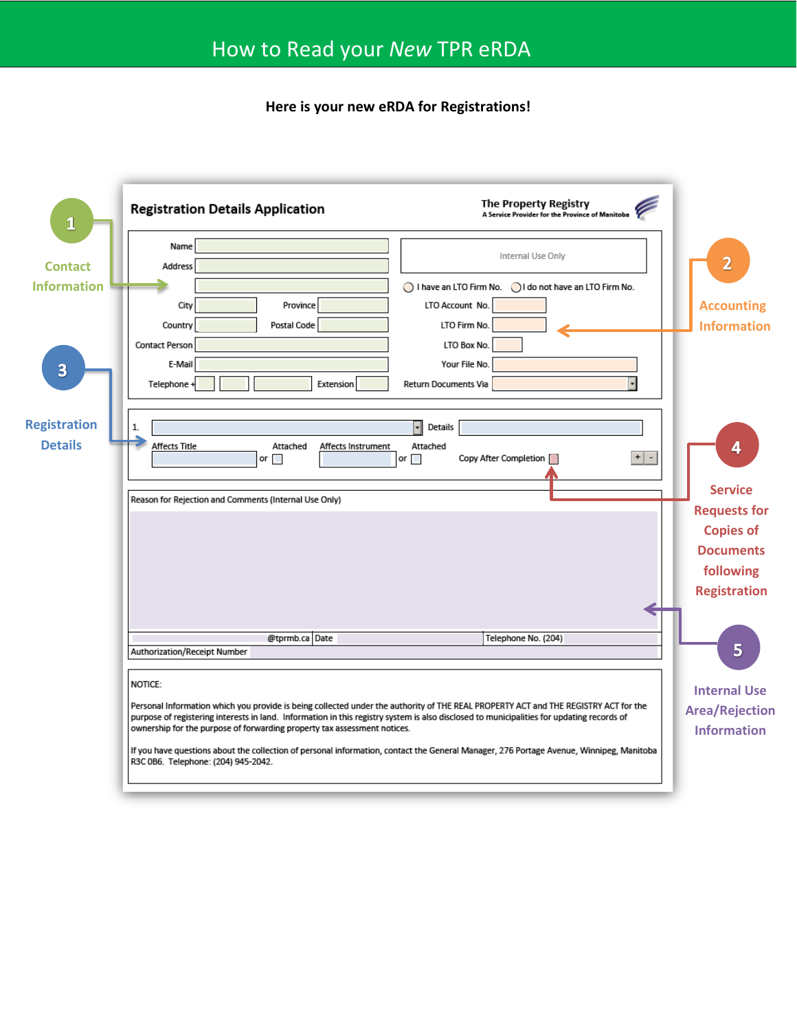# How to Read your *New* TPR eRDA

**Here is your new eRDA for Registrations!**

**Registration Details Application**

The Property Registry
A Service Provider for the Province of Manitoba

Name
Address
City Province
Country Postal Code
Contact Person
E-Mail
Telephone + Extension

Internal Use Only

I have an LTO Firm No. I do not have an LTO Firm No.

LTO Account No.
LTO Firm No.
LTO Box No.
Your File No.
Return Documents Via

1. Details

Affects Title Attached or Affects Instrument Attached or Copy After Completion

Reason for Rejection and Comments (Internal Use Only)

@tprmb.ca Date Telephone No. (204)

Authorization/Receipt Number

NOTICE:

Personal Information which you provide is being collected under the authority of THE REAL PROPERTY ACT and THE REGISTRY ACT for the purpose of registering interests in land. Information in this registry system is also disclosed to municipalities for updating records of ownership for the purpose of forwarding property tax assessment notices.

If you have questions about the collection of personal information, contact the General Manager, 276 Portage Avenue, Winnipeg, Manitoba R3C 0B6. Telephone: (204) 945-2042.

1. Contact Information
2. Accounting Information
3. Registration Details
4. Service Requests for Copies of Documents following Registration
5. Internal Use Area/Rejection Information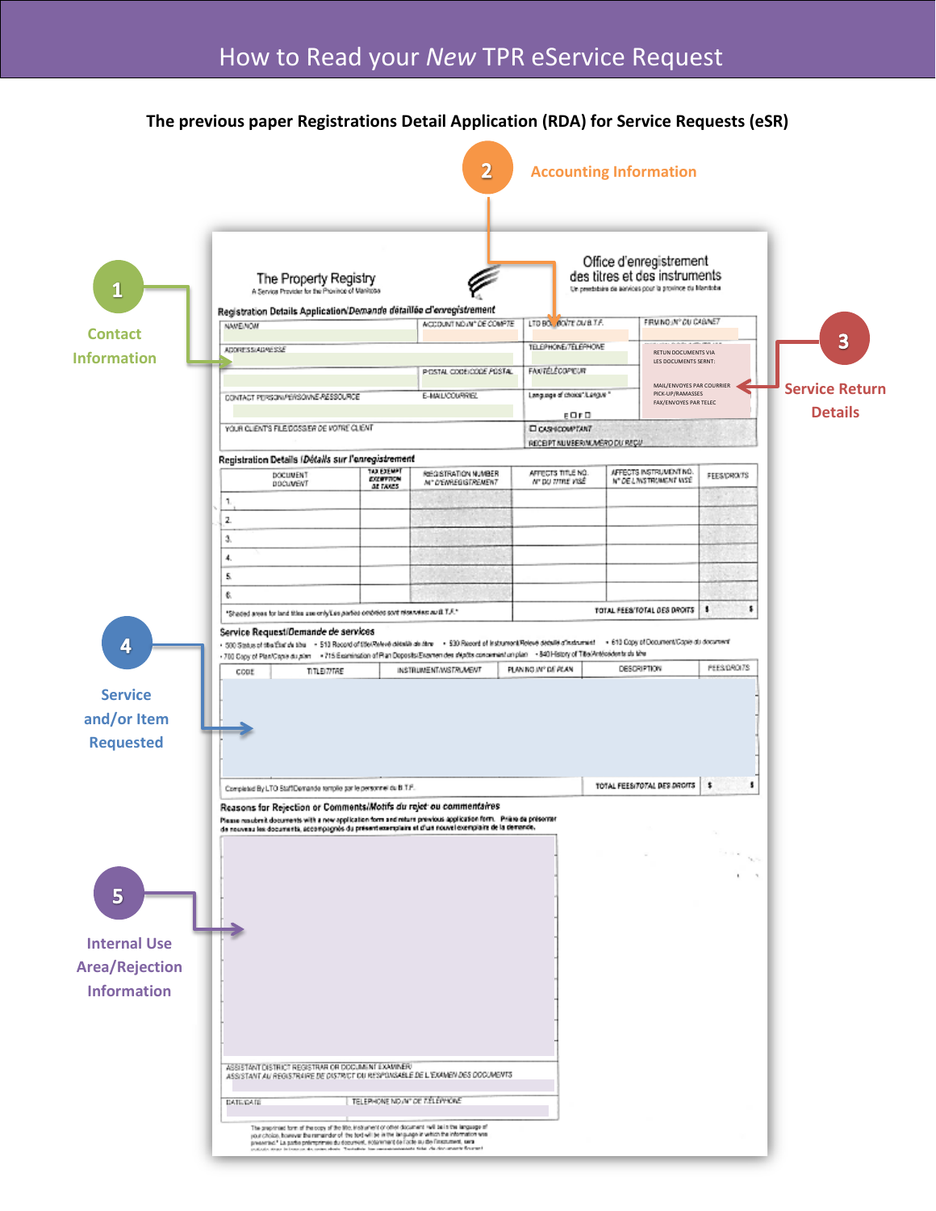# How to Read your *New* TPR eService Request

**The previous paper Registrations Detail Application (RDA) for Service Requests (eSR)**

1 Contact Information

2 Accounting Information

3 Service Return Details

4 Service and/or Item Requested

5 Internal Use Area/Rejection Information

The Property Registry
A Service Provider for the Province of Manitoba

Office d'enregistrement des titres et des instruments
Un prestataire de services pour la province du Manitoba

Registration Details Application/*Demande détaillée d'enregistrement*

NAME/NOM | ACCOUNT NO./N° DE COMPTE | LTO BOX/BOÎTE DU B.T.F. | FIRM NO./N° DU CABINET

ADDRESS/ADRESSE | TELEPHONE/TÉLÉPHONE

RETURN DOCUMENTS VIA / LES DOCUMENTS SERONT:
MAIL/ENVOYES PAR COURRIER
PICK-UP/RAMASSES
FAX/ENVOYES PAR TELEC

POSTAL CODE/CODE POSTAL | FAX/TÉLÉCOPIEUR

CONTACT PERSON/PERSONNE-RESSOURCE | E-MAIL/COURRIEL | Language of choice/Langue
E ☐ F ☐

YOUR CLIENT'S FILE/DOSSIER DE VOTRE CLIENT | ☐ CASH/COMPTANT
RECEIPT NUMBER/NUMÉRO DU REÇU

Registration Details /*Détails sur l'enregistrement*

| | DOCUMENT / DOCUMENT | TAX EXEMPT / EXEMPTION DE TAXES | REGISTRATION NUMBER / N° D'ENREGISTREMENT | AFFECTS TITLE NO. / N° DU TITRE VISÉ | AFFECTS INSTRUMENT NO. / N° DE L'INSTRUMENT VISÉ | FEES/DROITS |
|---|---|---|---|---|---|---|
| 1. | | | | | | |
| 2. | | | | | | |
| 3. | | | | | | |
| 4. | | | | | | |
| 5. | | | | | | |
| 6. | | | | | | |

*Shaded areas for land titles use only/Les parties ombrées sont réservées au B.T.F.*
TOTAL FEES/TOTAL DES DROITS $

Service Request/Demande de services
• 500 Status of title/État du titre • 510 Record of title/Relevé détaillé du titre • 530 Record of Instrument/Relevé détaillé d'instrument • 610 Copy of Document/Copie du document
• 700 Copy of Plan/Copie du plan • 715 Examination of Plan Deposits/Examen des dépôts concernant un plan • 840 History of Title/Antécédents du titre

| CODE | TITLE/TITRE | INSTRUMENT/INSTRUMENT | PLAN NO./N° DE PLAN | DESCRIPTION | FEES/DROITS |
|---|---|---|---|---|---|
| | | | | | |

Completed By LTO Staff/Demande remplie par le personnel du B.T.F.
TOTAL FEES/TOTAL DES DROITS $

Reasons for Rejection or Comments/Motifs du rejet ou commentaires
Please resubmit documents with a new application form and return previous application form. Prière de présenter de nouveau les documents, accompagnés du présent exemplaire et d'un nouvel exemplaire de la demande.

ASSISTANT DISTRICT REGISTRAR OR DOCUMENT EXAMINER
ASSISTANT AU REGISTRAIRE DE DISTRICT OU RESPONSABLE DE L'EXAMEN DES DOCUMENTS

DATE/DATE | TELEPHONE NO./N° DE TÉLÉPHONE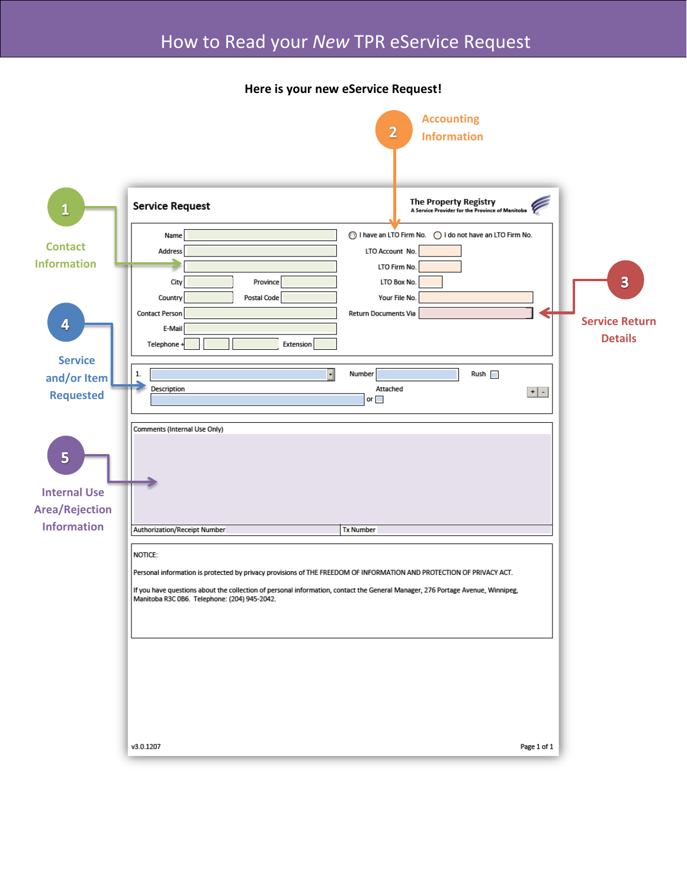# How to Read your *New* TPR eService Request

**Here is your new eService Request!**

**1** Contact Information

**2** Accounting Information

**3** Service Return Details

**4** Service and/or Item Requested

**5** Internal Use Area/Rejection Information

**Service Request**

The Property Registry
A Service Provider for the Province of Manitoba

Name

Address

City — Province

Country — Postal Code

Contact Person

E-Mail

Telephone + — Extension

○ I have an LTO Firm No. ○ I do not have an LTO Firm No.

LTO Account No.

LTO Firm No.

LTO Box No.

Your File No.

Return Documents Via

1. — Number — Rush

Description — Attached or

Comments (Internal Use Only)

Authorization/Receipt Number — Tx Number

NOTICE:

Personal information is protected by privacy provisions of THE FREEDOM OF INFORMATION AND PROTECTION OF PRIVACY ACT.

If you have questions about the collection of personal information, contact the General Manager, 276 Portage Avenue, Winnipeg, Manitoba R3C 0B6. Telephone: (204) 945-2042.

v3.0.1207 — Page 1 of 1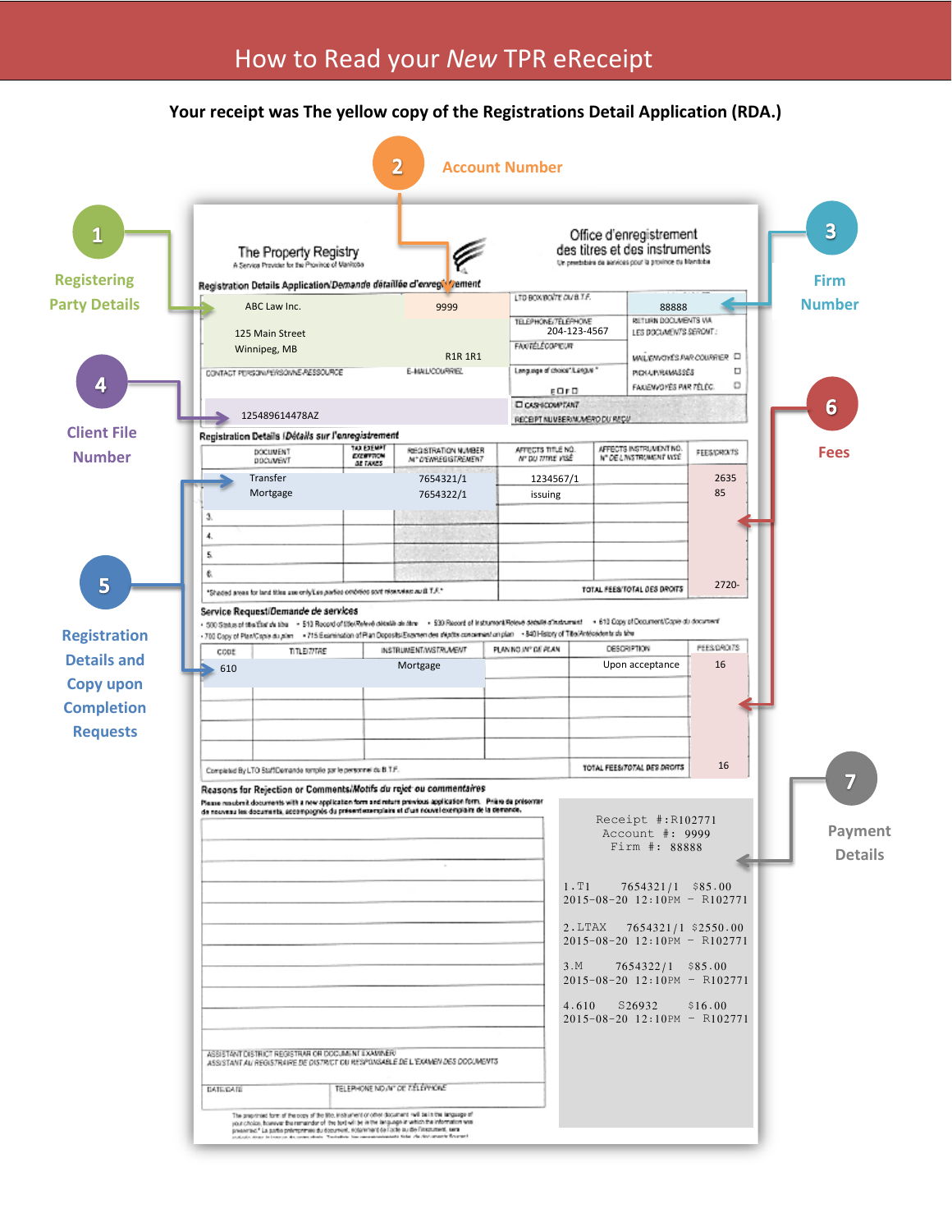# How to Read your *New* TPR eReceipt

**Your receipt was The yellow copy of the Registrations Detail Application (RDA.)**

**2** Account Number

**1** Registering Party Details

**3** Firm Number

**4** Client File Number

**5** Registration Details and Copy upon Completion Requests

**6** Fees

**7** Payment Details

The Property Registry
A Service Provider for the Province of Manitoba

Office d'enregistrement des titres et des instruments
Un prestataire de services pour la province du Manitoba

Registration Details Application/Demande détaillée d'enregistrement

| | | |
|---|---|---|
| ABC Law Inc. | 9999 | LTO BOX/BOÎTE DU B.T.F.: 88888 |
| 125 Main Street, Winnipeg, MB | R1R 1R1 | TELEPHONE/TÉLÉPHONE: 204-123-4567 |
| CONTACT PERSON/PERSONNE-RESSOURCE | E-MAIL/COURRIEL | FAX/TÉLÉCOPIEUR |
| 125489614478AZ | | CASH/COMPTANT; RECEIPT NUMBER/NUMÉRO DU REÇU |

RETURN DOCUMENTS VIA / LES DOCUMENTS SERONT: MAIL/ENVOYÉS PAR COURRIER; PICKUP/RAMASSÉS; FAX/ENVOYÉS PAR TÉLÉC.

Language of choice*/Langue*: E ☐ F ☐

Registration Details /Détails sur l'enregistrement

| | DOCUMENT/DOCUMENT | TAX EXEMPT/EXEMPTION DE TAXES | REGISTRATION NUMBER/N° D'ENREGISTREMENT | AFFECTS TITLE NO./N° DU TITRE VISÉ | AFFECTS INSTRUMENT NO./N° DE L'INSTRUMENT VISÉ | FEES/DROITS |
|---|---|---|---|---|---|---|
| 1. | Transfer | | 7654321/1 | 1234567/1 | | 2635 |
| 2. | Mortgage | | 7654322/1 | issuing | | 85 |
| 3. | | | | | | |
| 4. | | | | | | |
| 5. | | | | | | |
| 6. | | | | | | |
| | | | | | TOTAL FEES/TOTAL DES DROITS | 2720- |

*Shaded areas for land titles use only/Les parties ombrées sont réservées au B.T.F.*

Service Request/Demande de services

• 500 Status of title/État du titre • 510 Record of title/Relevé détaillé du titre • 530 Record of Instrument/Relevé détaillé d'instrument • 610 Copy of Document/Copie du document • 700 Copy of Plan/Copie du plan • 715 Examination of Plan Deposits/Examen des dépôts concernant un plan • 840 History of Title/Antécédents du titre

| CODE | TITLE/TITRE | INSTRUMENT/INSTRUMENT | PLAN NO./N° DE PLAN | DESCRIPTION | FEES/DROITS |
|---|---|---|---|---|---|
| 610 | | Mortgage | | Upon acceptance | 16 |
| | | | | | |
| | | | | | |
| | | | | | |
| Completed By LTO Staff/Demande remplie par le personnel du B.T.F. | | | | TOTAL FEES/TOTAL DES DROITS | 16 |

Reasons for Rejection or Comments/Motifs du rejet ou commentaires

Please resubmit documents with a new application form and return previous application form. Prière de présenter de nouveau les documents, accompagnés du présent exemplaire et d'un nouvel exemplaire de la demande.

```
Receipt #:R102771
Account #: 9999
Firm #: 88888

1.T1      7654321/1   $85.00
2015-08-20 12:10PM - R102771

2.LTAX    7654321/1  $2550.00
2015-08-20 12:10PM - R102771

3.M       7654322/1   $85.00
2015-08-20 12:10PM - R102771

4.610     S26932      $16.00
2015-08-20 12:10PM - R102771
```

ASSISTANT DISTRICT REGISTRAR OR DOCUMENT EXAMINER/ASSISTANT AU REGISTRAIRE DE DISTRICT OU RESPONSABLE DE L'EXAMEN DES DOCUMENTS

DATE/DATE | TELEPHONE NO./N° DE TÉLÉPHONE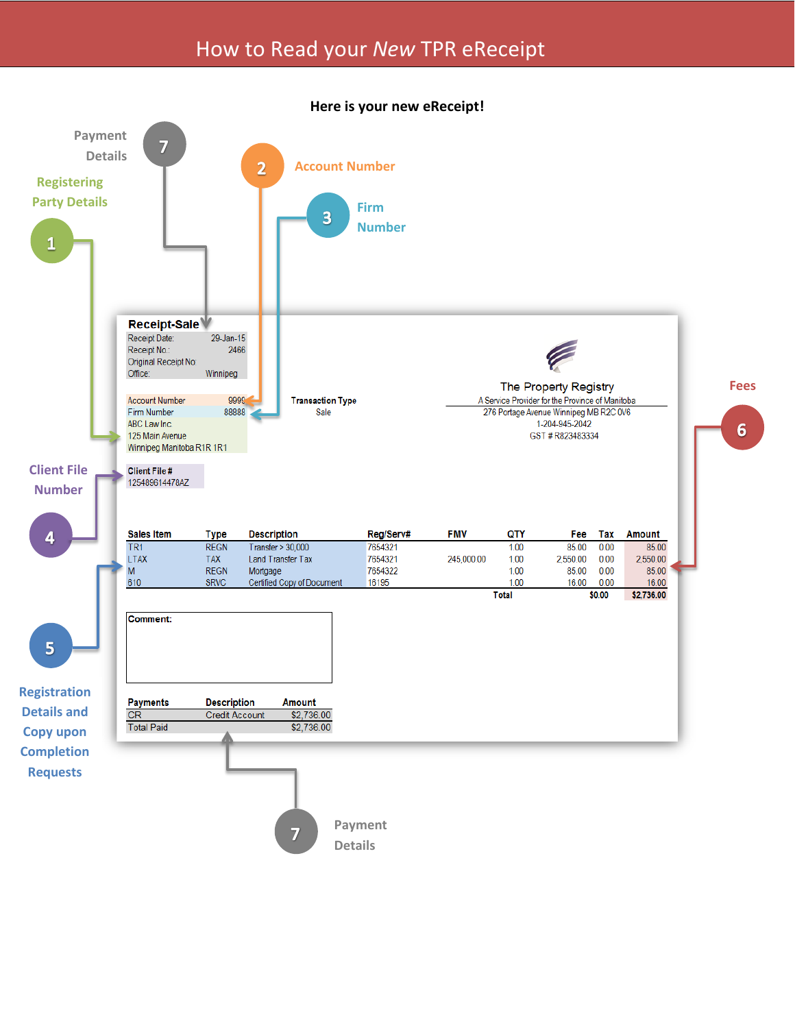# How to Read your *New* TPR eReceipt

**Here is your new eReceipt!**

1. Registering Party Details
2. Account Number
3. Firm Number
4. Client File Number
5. Registration Details and Copy upon Completion Requests
6. Fees
7. Payment Details

**Receipt-Sale**

| | |
|---|---|
| Receipt Date: | 29-Jan-15 |
| Receipt No.: | 2466 |
| Original Receipt No: | |
| Office: | Winnipeg |

| | |
|---|---|
| Account Number | 9999 |
| Firm Number | 88888 |

ABC Law Inc.
125 Main Avenue
Winnipeg Manitoba R1R 1R1

**Transaction Type**
Sale

The Property Registry
A Service Provider for the Province of Manitoba
276 Portage Avenue Winnipeg MB R2C 0V6
1-204-945-2042
GST # R823483334

**Client File #**
125489614478AZ

| Sales Item | Type | Description | Reg/Serv# | FMV | QTY | Fee | Tax | Amount |
|---|---|---|---|---|---|---|---|---|
| TR1 | REGN | Transfer > 30,000 | 7654321 | | 1.00 | 85.00 | 0.00 | 85.00 |
| LTAX | TAX | Land Transfer Tax | 7654321 | 245,000.00 | 1.00 | 2,550.00 | 0.00 | 2,550.00 |
| M | REGN | Mortgage | 7654322 | | 1.00 | 85.00 | 0.00 | 85.00 |
| 610 | SRVC | Certified Copy of Document | 16195 | | 1.00 | 16.00 | 0.00 | 16.00 |
| | | | | | Total | | $0.00 | $2,736.00 |

**Comment:**

| Payments | Description | Amount |
|---|---|---|
| CR | Credit Account | $2,736.00 |
| Total Paid | | $2,736.00 |